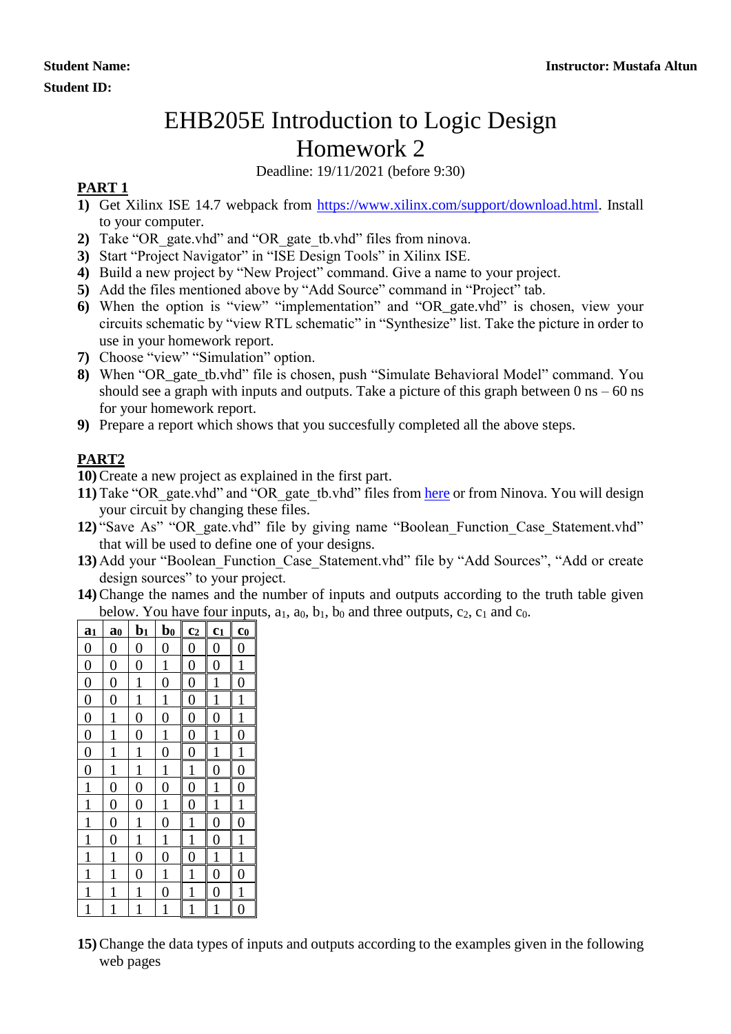**Student Name:** **Instructor: Mustafa Altun**

**Student ID:**

# EHB205E Introduction to Logic Design
# Homework 2

Deadline: 19/11/2021 (before 9:30)

## PART 1

1) Get Xilinx ISE 14.7 webpack from https://www.xilinx.com/support/download.html. Install to your computer.
2) Take "OR_gate.vhd" and "OR_gate_tb.vhd" files from ninova.
3) Start "Project Navigator" in "ISE Design Tools" in Xilinx ISE.
4) Build a new project by "New Project" command. Give a name to your project.
5) Add the files mentioned above by "Add Source" command in "Project" tab.
6) When the option is "view" "implementation" and "OR_gate.vhd" is chosen, view your circuits schematic by "view RTL schematic" in "Synthesize" list. Take the picture in order to use in your homework report.
7) Choose "view" "Simulation" option.
8) When "OR_gate_tb.vhd" file is chosen, push "Simulate Behavioral Model" command. You should see a graph with inputs and outputs. Take a picture of this graph between 0 ns – 60 ns for your homework report.
9) Prepare a report which shows that you succesfully completed all the above steps.

## PART2

10) Create a new project as explained in the first part.
11) Take "OR_gate.vhd" and "OR_gate_tb.vhd" files from here or from Ninova. You will design your circuit by changing these files.
12) "Save As" "OR_gate.vhd" file by giving name "Boolean_Function_Case_Statement.vhd" that will be used to define one of your designs.
13) Add your "Boolean_Function_Case_Statement.vhd" file by "Add Sources", "Add or create design sources" to your project.
14) Change the names and the number of inputs and outputs according to the truth table given below. You have four inputs, $a_1$, $a_0$, $b_1$, $b_0$ and three outputs, $c_2$, $c_1$ and $c_0$.

| $a_1$ | $a_0$ | $b_1$ | $b_0$ | $c_2$ | $c_1$ | $c_0$ |
|---|---|---|---|---|---|---|
| 0 | 0 | 0 | 0 | 0 | 0 | 0 |
| 0 | 0 | 0 | 1 | 0 | 0 | 1 |
| 0 | 0 | 1 | 0 | 0 | 1 | 0 |
| 0 | 0 | 1 | 1 | 0 | 1 | 1 |
| 0 | 1 | 0 | 0 | 0 | 0 | 1 |
| 0 | 1 | 0 | 1 | 0 | 1 | 0 |
| 0 | 1 | 1 | 0 | 0 | 1 | 1 |
| 0 | 1 | 1 | 1 | 1 | 0 | 0 |
| 1 | 0 | 0 | 0 | 0 | 1 | 0 |
| 1 | 0 | 0 | 1 | 0 | 1 | 1 |
| 1 | 0 | 1 | 0 | 1 | 0 | 0 |
| 1 | 0 | 1 | 1 | 1 | 0 | 1 |
| 1 | 1 | 0 | 0 | 0 | 1 | 1 |
| 1 | 1 | 0 | 1 | 1 | 0 | 0 |
| 1 | 1 | 1 | 0 | 1 | 0 | 1 |
| 1 | 1 | 1 | 1 | 1 | 1 | 0 |

15) Change the data types of inputs and outputs according to the examples given in the following web pages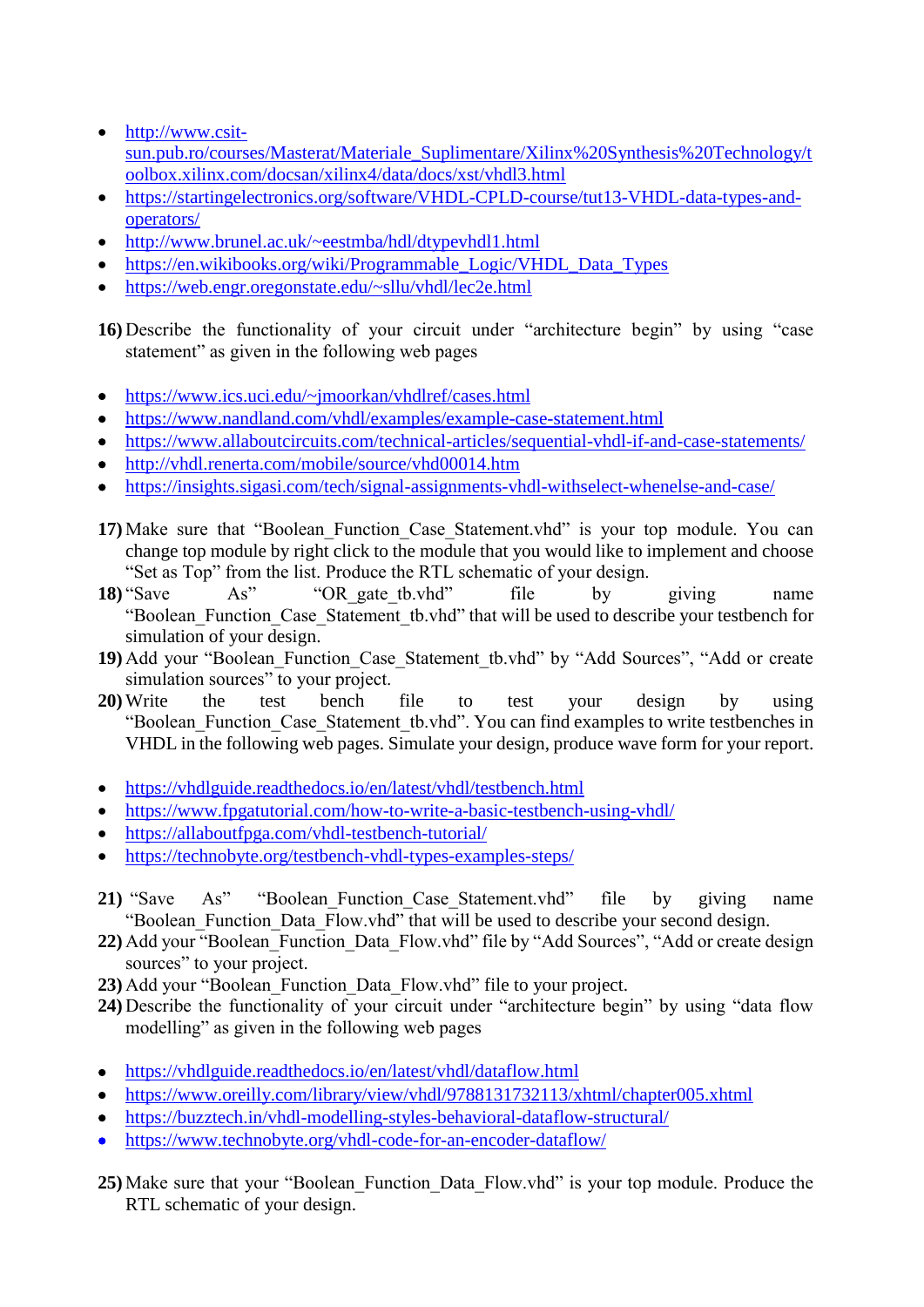- http://www.csit-sun.pub.ro/courses/Masterat/Materiale_Suplimentare/Xilinx%20Synthesis%20Technology/toolbox.xilinx.com/docsan/xilinx4/data/docs/xst/vhdl3.html
- https://startingelectronics.org/software/VHDL-CPLD-course/tut13-VHDL-data-types-and-operators/
- http://www.brunel.ac.uk/~eestmba/hdl/dtypevhdl1.html
- https://en.wikibooks.org/wiki/Programmable_Logic/VHDL_Data_Types
- https://web.engr.oregonstate.edu/~sllu/vhdl/lec2e.html

**16)** Describe the functionality of your circuit under "architecture begin" by using "case statement" as given in the following web pages

- https://www.ics.uci.edu/~jmoorkan/vhdlref/cases.html
- https://www.nandland.com/vhdl/examples/example-case-statement.html
- https://www.allaboutcircuits.com/technical-articles/sequential-vhdl-if-and-case-statements/
- http://vhdl.renerta.com/mobile/source/vhd00014.htm
- https://insights.sigasi.com/tech/signal-assignments-vhdl-withselect-whenelse-and-case/

**17)** Make sure that "Boolean_Function_Case_Statement.vhd" is your top module. You can change top module by right click to the module that you would like to implement and choose "Set as Top" from the list. Produce the RTL schematic of your design.

**18)** "Save As" "OR_gate_tb.vhd" file by giving name "Boolean_Function_Case_Statement_tb.vhd" that will be used to describe your testbench for simulation of your design.

**19)** Add your "Boolean_Function_Case_Statement_tb.vhd" by "Add Sources", "Add or create simulation sources" to your project.

**20)** Write the test bench file to test your design by using "Boolean_Function_Case_Statement_tb.vhd". You can find examples to write testbenches in VHDL in the following web pages. Simulate your design, produce wave form for your report.

- https://vhdlguide.readthedocs.io/en/latest/vhdl/testbench.html
- https://www.fpgatutorial.com/how-to-write-a-basic-testbench-using-vhdl/
- https://allaboutfpga.com/vhdl-testbench-tutorial/
- https://technobyte.org/testbench-vhdl-types-examples-steps/

**21)** "Save As" "Boolean_Function_Case_Statement.vhd" file by giving name "Boolean_Function_Data_Flow.vhd" that will be used to describe your second design.

**22)** Add your "Boolean_Function_Data_Flow.vhd" file by "Add Sources", "Add or create design sources" to your project.

**23)** Add your "Boolean_Function_Data_Flow.vhd" file to your project.

**24)** Describe the functionality of your circuit under "architecture begin" by using "data flow modelling" as given in the following web pages

- https://vhdlguide.readthedocs.io/en/latest/vhdl/dataflow.html
- https://www.oreilly.com/library/view/vhdl/9788131732113/xhtml/chapter005.xhtml
- https://buzztech.in/vhdl-modelling-styles-behavioral-dataflow-structural/
- https://www.technobyte.org/vhdl-code-for-an-encoder-dataflow/

**25)** Make sure that your "Boolean_Function_Data_Flow.vhd" is your top module. Produce the RTL schematic of your design.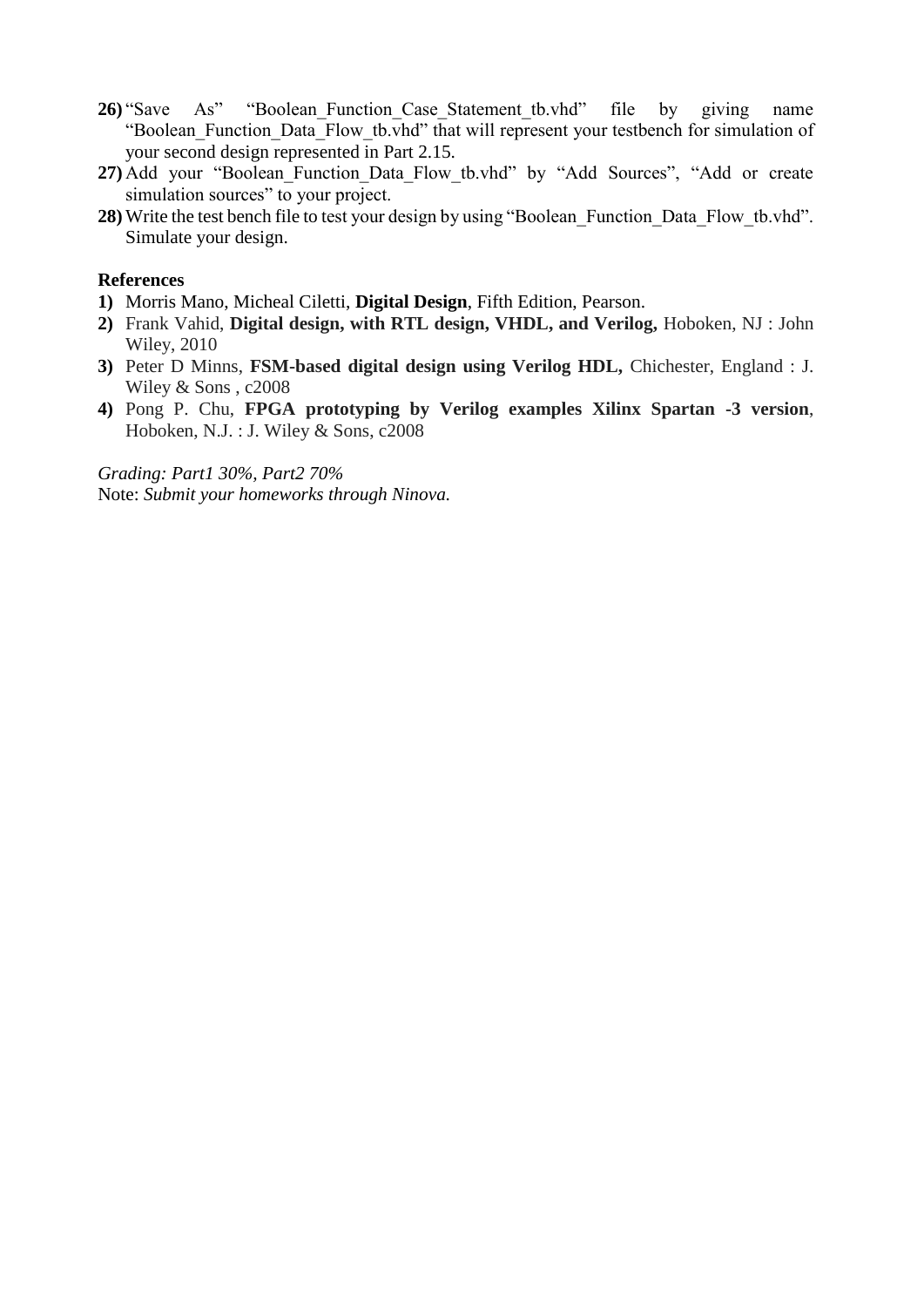**26)** "Save As" "Boolean_Function_Case_Statement_tb.vhd" file by giving name "Boolean_Function_Data_Flow_tb.vhd" that will represent your testbench for simulation of your second design represented in Part 2.15.

**27)** Add your "Boolean_Function_Data_Flow_tb.vhd" by "Add Sources", "Add or create simulation sources" to your project.

**28)** Write the test bench file to test your design by using "Boolean_Function_Data_Flow_tb.vhd". Simulate your design.

**References**

**1)** Morris Mano, Micheal Ciletti, **Digital Design**, Fifth Edition, Pearson.

**2)** Frank Vahid, **Digital design, with RTL design, VHDL, and Verilog,** Hoboken, NJ : John Wiley, 2010

**3)** Peter D Minns, **FSM-based digital design using Verilog HDL,** Chichester, England : J. Wiley & Sons , c2008

**4)** Pong P. Chu, **FPGA prototyping by Verilog examples Xilinx Spartan -3 version**, Hoboken, N.J. : J. Wiley & Sons, c2008

*Grading: Part1 30%, Part2 70%*

Note: *Submit your homeworks through Ninova.*